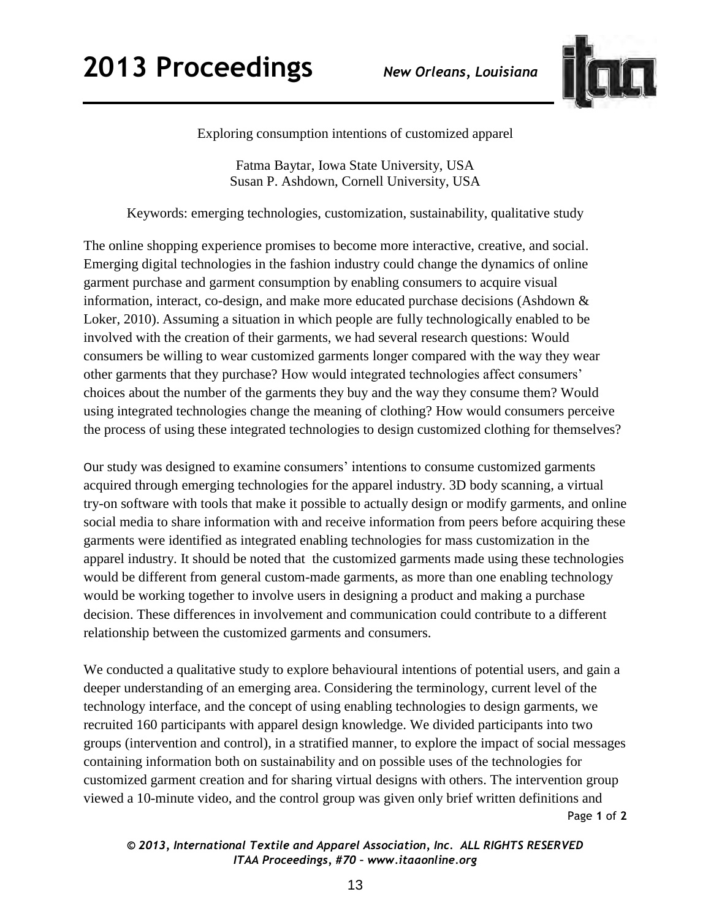Exploring consumption intentions of customized apparel

Fatma Baytar, Iowa State University, USA
Susan P. Ashdown, Cornell University, USA

Keywords: emerging technologies, customization, sustainability, qualitative study

The online shopping experience promises to become more interactive, creative, and social. Emerging digital technologies in the fashion industry could change the dynamics of online garment purchase and garment consumption by enabling consumers to acquire visual information, interact, co-design, and make more educated purchase decisions (Ashdown & Loker, 2010). Assuming a situation in which people are fully technologically enabled to be involved with the creation of their garments, we had several research questions: Would consumers be willing to wear customized garments longer compared with the way they wear other garments that they purchase? How would integrated technologies affect consumers' choices about the number of the garments they buy and the way they consume them? Would using integrated technologies change the meaning of clothing? How would consumers perceive the process of using these integrated technologies to design customized clothing for themselves?

Our study was designed to examine consumers' intentions to consume customized garments acquired through emerging technologies for the apparel industry. 3D body scanning, a virtual try-on software with tools that make it possible to actually design or modify garments, and online social media to share information with and receive information from peers before acquiring these garments were identified as integrated enabling technologies for mass customization in the apparel industry. It should be noted that the customized garments made using these technologies would be different from general custom-made garments, as more than one enabling technology would be working together to involve users in designing a product and making a purchase decision. These differences in involvement and communication could contribute to a different relationship between the customized garments and consumers.

We conducted a qualitative study to explore behavioural intentions of potential users, and gain a deeper understanding of an emerging area. Considering the terminology, current level of the technology interface, and the concept of using enabling technologies to design garments, we recruited 160 participants with apparel design knowledge. We divided participants into two groups (intervention and control), in a stratified manner, to explore the impact of social messages containing information both on sustainability and on possible uses of the technologies for customized garment creation and for sharing virtual designs with others. The intervention group viewed a 10-minute video, and the control group was given only brief written definitions and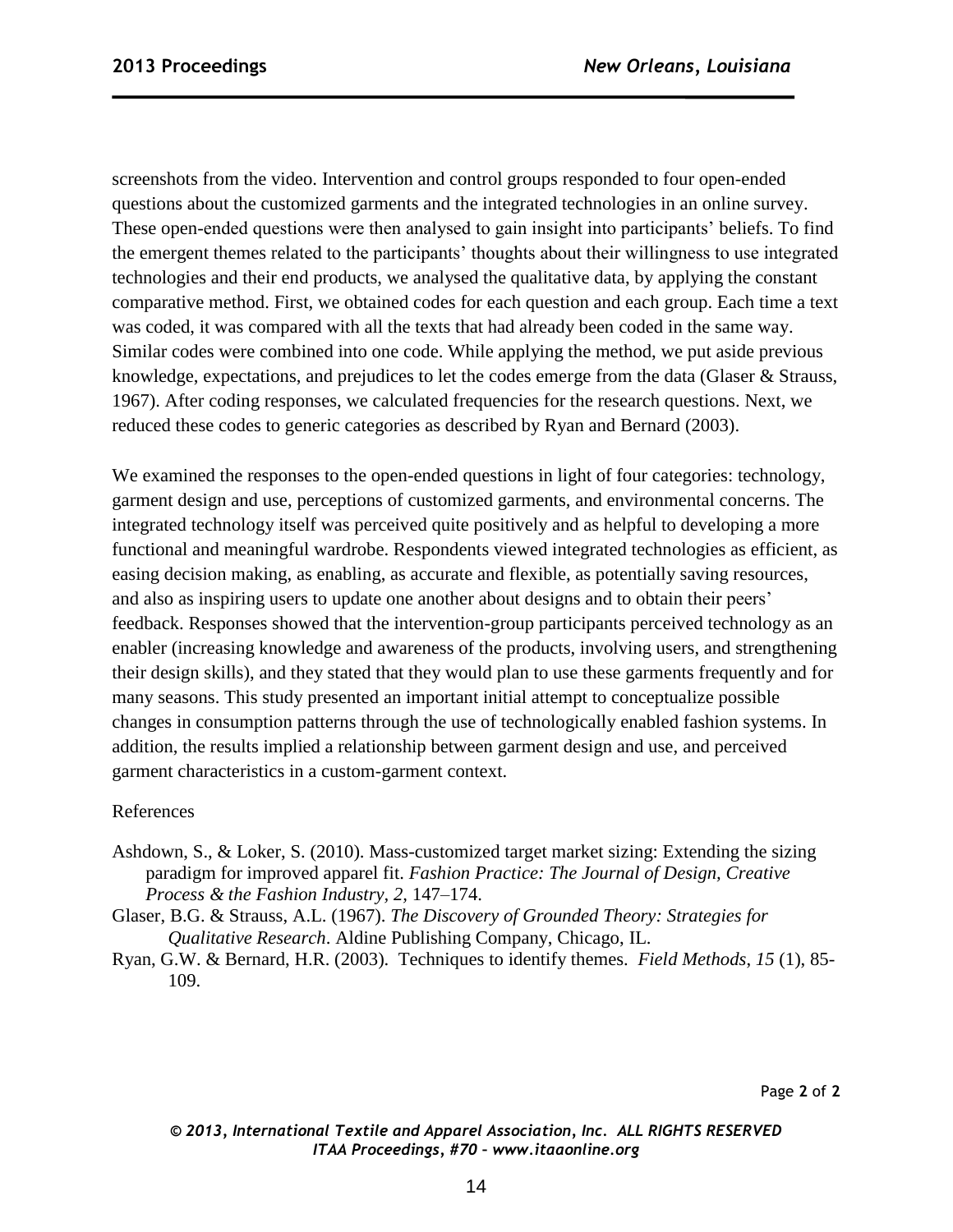screenshots from the video. Intervention and control groups responded to four open-ended questions about the customized garments and the integrated technologies in an online survey. These open-ended questions were then analysed to gain insight into participants' beliefs. To find the emergent themes related to the participants' thoughts about their willingness to use integrated technologies and their end products, we analysed the qualitative data, by applying the constant comparative method. First, we obtained codes for each question and each group. Each time a text was coded, it was compared with all the texts that had already been coded in the same way. Similar codes were combined into one code. While applying the method, we put aside previous knowledge, expectations, and prejudices to let the codes emerge from the data (Glaser & Strauss, 1967). After coding responses, we calculated frequencies for the research questions. Next, we reduced these codes to generic categories as described by Ryan and Bernard (2003).

We examined the responses to the open-ended questions in light of four categories: technology, garment design and use, perceptions of customized garments, and environmental concerns. The integrated technology itself was perceived quite positively and as helpful to developing a more functional and meaningful wardrobe. Respondents viewed integrated technologies as efficient, as easing decision making, as enabling, as accurate and flexible, as potentially saving resources, and also as inspiring users to update one another about designs and to obtain their peers' feedback. Responses showed that the intervention-group participants perceived technology as an enabler (increasing knowledge and awareness of the products, involving users, and strengthening their design skills), and they stated that they would plan to use these garments frequently and for many seasons. This study presented an important initial attempt to conceptualize possible changes in consumption patterns through the use of technologically enabled fashion systems. In addition, the results implied a relationship between garment design and use, and perceived garment characteristics in a custom-garment context.

References

Ashdown, S., & Loker, S. (2010). Mass-customized target market sizing: Extending the sizing paradigm for improved apparel fit. *Fashion Practice: The Journal of Design, Creative Process & the Fashion Industry, 2*, 147–174.

Glaser, B.G. & Strauss, A.L. (1967). *The Discovery of Grounded Theory: Strategies for Qualitative Research*. Aldine Publishing Company, Chicago, IL.

Ryan, G.W. & Bernard, H.R. (2003). Techniques to identify themes. *Field Methods, 15* (1), 85-109.

*© 2013, International Textile and Apparel Association, Inc. ALL RIGHTS RESERVED*
*ITAA Proceedings, #70 – www.itaaonline.org*